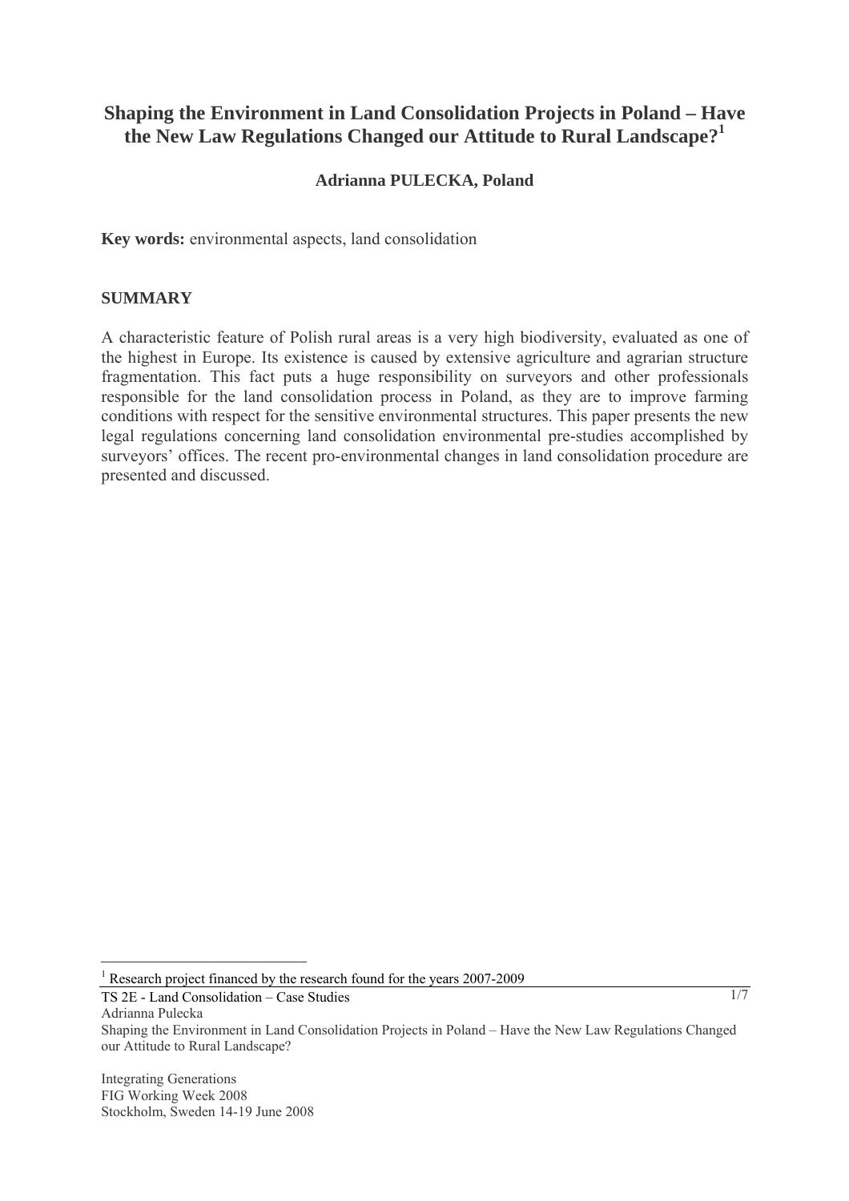# Shaping the Environment in Land Consolidation Projects in Poland – Have the New Law Regulations Changed our Attitude to Rural Landscape?[1]

**Adrianna PULECKA, Poland**

**Key words:** environmental aspects, land consolidation

## SUMMARY

A characteristic feature of Polish rural areas is a very high biodiversity, evaluated as one of the highest in Europe. Its existence is caused by extensive agriculture and agrarian structure fragmentation. This fact puts a huge responsibility on surveyors and other professionals responsible for the land consolidation process in Poland, as they are to improve farming conditions with respect for the sensitive environmental structures. This paper presents the new legal regulations concerning land consolidation environmental pre-studies accomplished by surveyors' offices. The recent pro-environmental changes in land consolidation procedure are presented and discussed.

[1] Research project financed by the research found for the years 2007-2009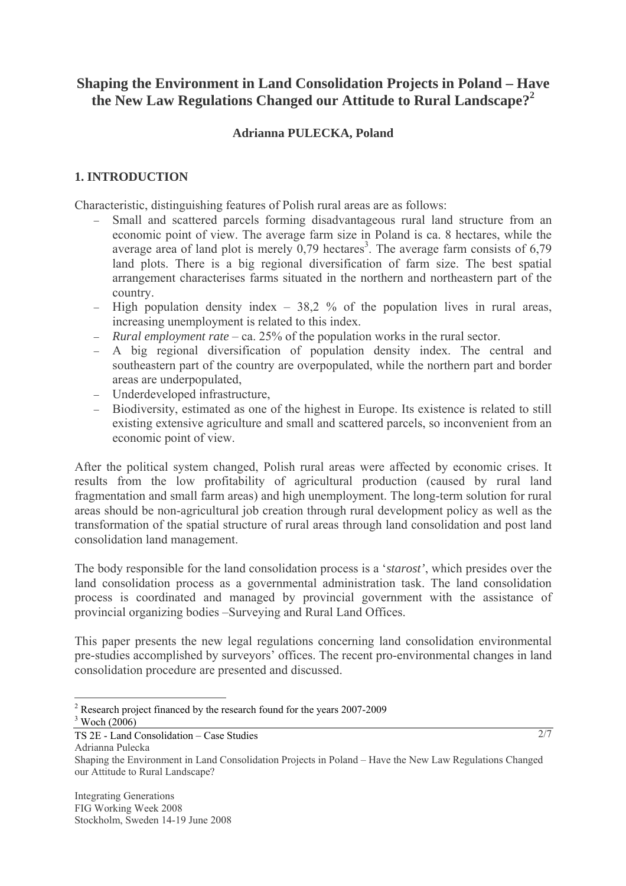# Shaping the Environment in Land Consolidation Projects in Poland – Have the New Law Regulations Changed our Attitude to Rural Landscape?[2]

**Adrianna PULECKA, Poland**

## 1. INTRODUCTION

Characteristic, distinguishing features of Polish rural areas are as follows:

- Small and scattered parcels forming disadvantageous rural land structure from an economic point of view. The average farm size in Poland is ca. 8 hectares, while the average area of land plot is merely 0,79 hectares[3]. The average farm consists of 6,79 land plots. There is a big regional diversification of farm size. The best spatial arrangement characterises farms situated in the northern and northeastern part of the country.
- High population density index – 38,2 % of the population lives in rural areas, increasing unemployment is related to this index.
- *Rural employment rate* – ca. 25% of the population works in the rural sector.
- A big regional diversification of population density index. The central and southeastern part of the country are overpopulated, while the northern part and border areas are underpopulated,
- Underdeveloped infrastructure,
- Biodiversity, estimated as one of the highest in Europe. Its existence is related to still existing extensive agriculture and small and scattered parcels, so inconvenient from an economic point of view.

After the political system changed, Polish rural areas were affected by economic crises. It results from the low profitability of agricultural production (caused by rural land fragmentation and small farm areas) and high unemployment. The long-term solution for rural areas should be non-agricultural job creation through rural development policy as well as the transformation of the spatial structure of rural areas through land consolidation and post land consolidation land management.

The body responsible for the land consolidation process is a '*starost'*, which presides over the land consolidation process as a governmental administration task. The land consolidation process is coordinated and managed by provincial government with the assistance of provincial organizing bodies –Surveying and Rural Land Offices.

This paper presents the new legal regulations concerning land consolidation environmental pre-studies accomplished by surveyors' offices. The recent pro-environmental changes in land consolidation procedure are presented and discussed.

---

[2] Research project financed by the research found for the years 2007-2009

[3] Woch (2006)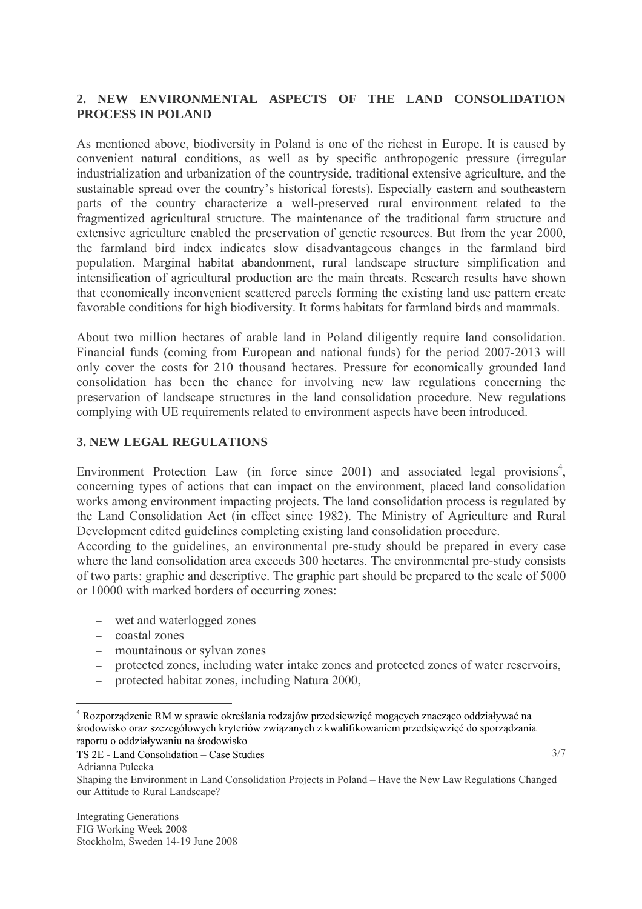## 2. NEW ENVIRONMENTAL ASPECTS OF THE LAND CONSOLIDATION PROCESS IN POLAND

As mentioned above, biodiversity in Poland is one of the richest in Europe. It is caused by convenient natural conditions, as well as by specific anthropogenic pressure (irregular industrialization and urbanization of the countryside, traditional extensive agriculture, and the sustainable spread over the country's historical forests). Especially eastern and southeastern parts of the country characterize a well-preserved rural environment related to the fragmentized agricultural structure. The maintenance of the traditional farm structure and extensive agriculture enabled the preservation of genetic resources. But from the year 2000, the farmland bird index indicates slow disadvantageous changes in the farmland bird population. Marginal habitat abandonment, rural landscape structure simplification and intensification of agricultural production are the main threats. Research results have shown that economically inconvenient scattered parcels forming the existing land use pattern create favorable conditions for high biodiversity. It forms habitats for farmland birds and mammals.

About two million hectares of arable land in Poland diligently require land consolidation. Financial funds (coming from European and national funds) for the period 2007-2013 will only cover the costs for 210 thousand hectares. Pressure for economically grounded land consolidation has been the chance for involving new law regulations concerning the preservation of landscape structures in the land consolidation procedure. New regulations complying with UE requirements related to environment aspects have been introduced.

## 3. NEW LEGAL REGULATIONS

Environment Protection Law (in force since 2001) and associated legal provisions[4], concerning types of actions that can impact on the environment, placed land consolidation works among environment impacting projects. The land consolidation process is regulated by the Land Consolidation Act (in effect since 1982). The Ministry of Agriculture and Rural Development edited guidelines completing existing land consolidation procedure.

According to the guidelines, an environmental pre-study should be prepared in every case where the land consolidation area exceeds 300 hectares. The environmental pre-study consists of two parts: graphic and descriptive. The graphic part should be prepared to the scale of 5000 or 10000 with marked borders of occurring zones:

- wet and waterlogged zones
- coastal zones
- mountainous or sylvan zones
- protected zones, including water intake zones and protected zones of water reservoirs,
- protected habitat zones, including Natura 2000,

[4] Rozporządzenie RM w sprawie określania rodzajów przedsięwzięć mogących znacząco oddziaływać na środowisko oraz szczegółowych kryteriów związanych z kwalifikowaniem przedsięwzięć do sporządzania raportu o oddziaływaniu na środowisko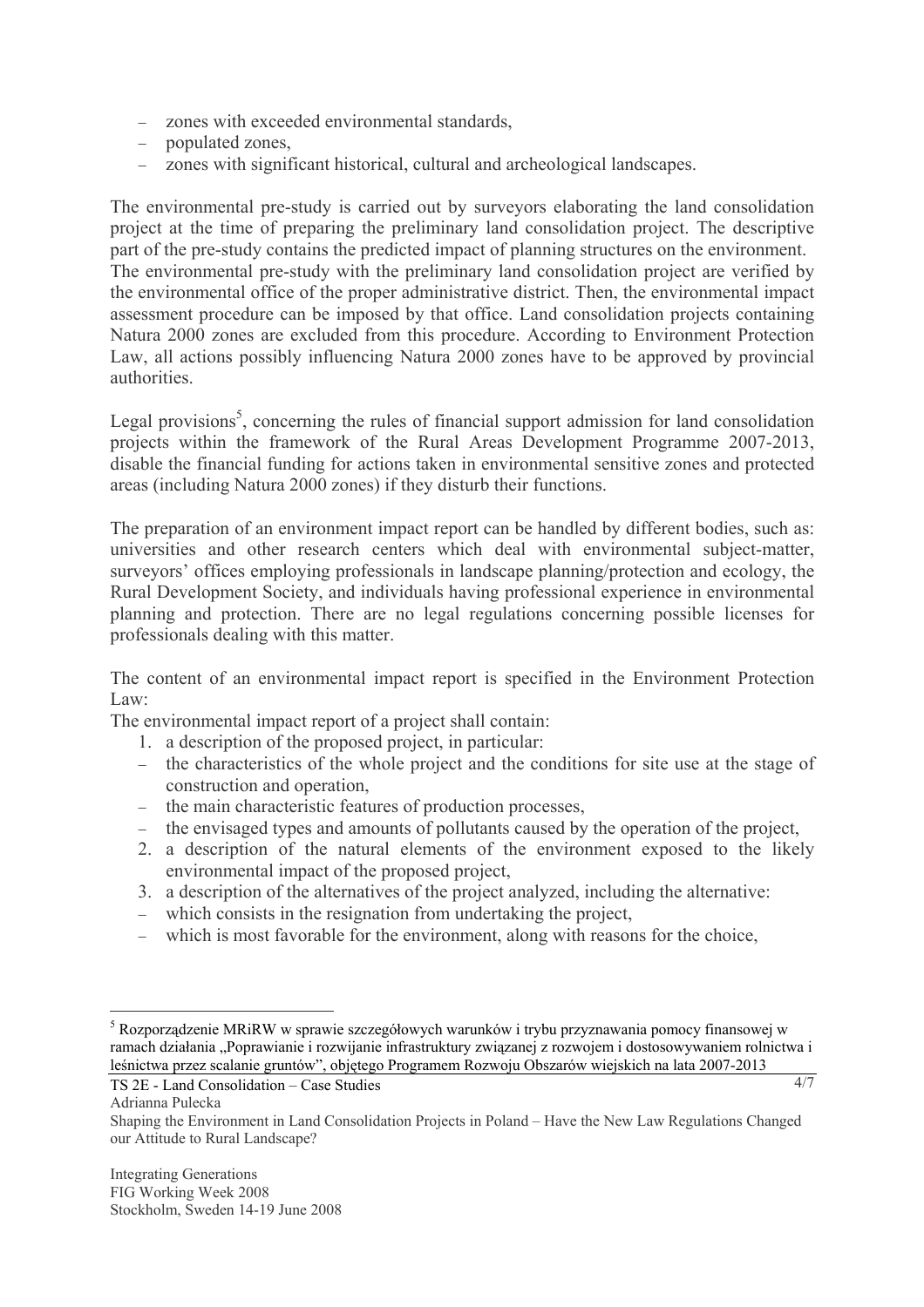- zones with exceeded environmental standards,
- populated zones,
- zones with significant historical, cultural and archeological landscapes.

The environmental pre-study is carried out by surveyors elaborating the land consolidation project at the time of preparing the preliminary land consolidation project. The descriptive part of the pre-study contains the predicted impact of planning structures on the environment. The environmental pre-study with the preliminary land consolidation project are verified by the environmental office of the proper administrative district. Then, the environmental impact assessment procedure can be imposed by that office. Land consolidation projects containing Natura 2000 zones are excluded from this procedure. According to Environment Protection Law, all actions possibly influencing Natura 2000 zones have to be approved by provincial authorities.

Legal provisions[5], concerning the rules of financial support admission for land consolidation projects within the framework of the Rural Areas Development Programme 2007-2013, disable the financial funding for actions taken in environmental sensitive zones and protected areas (including Natura 2000 zones) if they disturb their functions.

The preparation of an environment impact report can be handled by different bodies, such as: universities and other research centers which deal with environmental subject-matter, surveyors' offices employing professionals in landscape planning/protection and ecology, the Rural Development Society, and individuals having professional experience in environmental planning and protection. There are no legal regulations concerning possible licenses for professionals dealing with this matter.

The content of an environmental impact report is specified in the Environment Protection Law:

The environmental impact report of a project shall contain:

1. a description of the proposed project, in particular:
   - the characteristics of the whole project and the conditions for site use at the stage of construction and operation,
   - the main characteristic features of production processes,
   - the envisaged types and amounts of pollutants caused by the operation of the project,
2. a description of the natural elements of the environment exposed to the likely environmental impact of the proposed project,
3. a description of the alternatives of the project analyzed, including the alternative:
   - which consists in the resignation from undertaking the project,
   - which is most favorable for the environment, along with reasons for the choice,

[5] Rozporządzenie MRiRW w sprawie szczegółowych warunków i trybu przyznawania pomocy finansowej w ramach działania „Poprawianie i rozwijanie infrastruktury związanej z rozwojem i dostosowywaniem rolnictwa i leśnictwa przez scalanie gruntów", objętego Programem Rozwoju Obszarów wiejskich na lata 2007-2013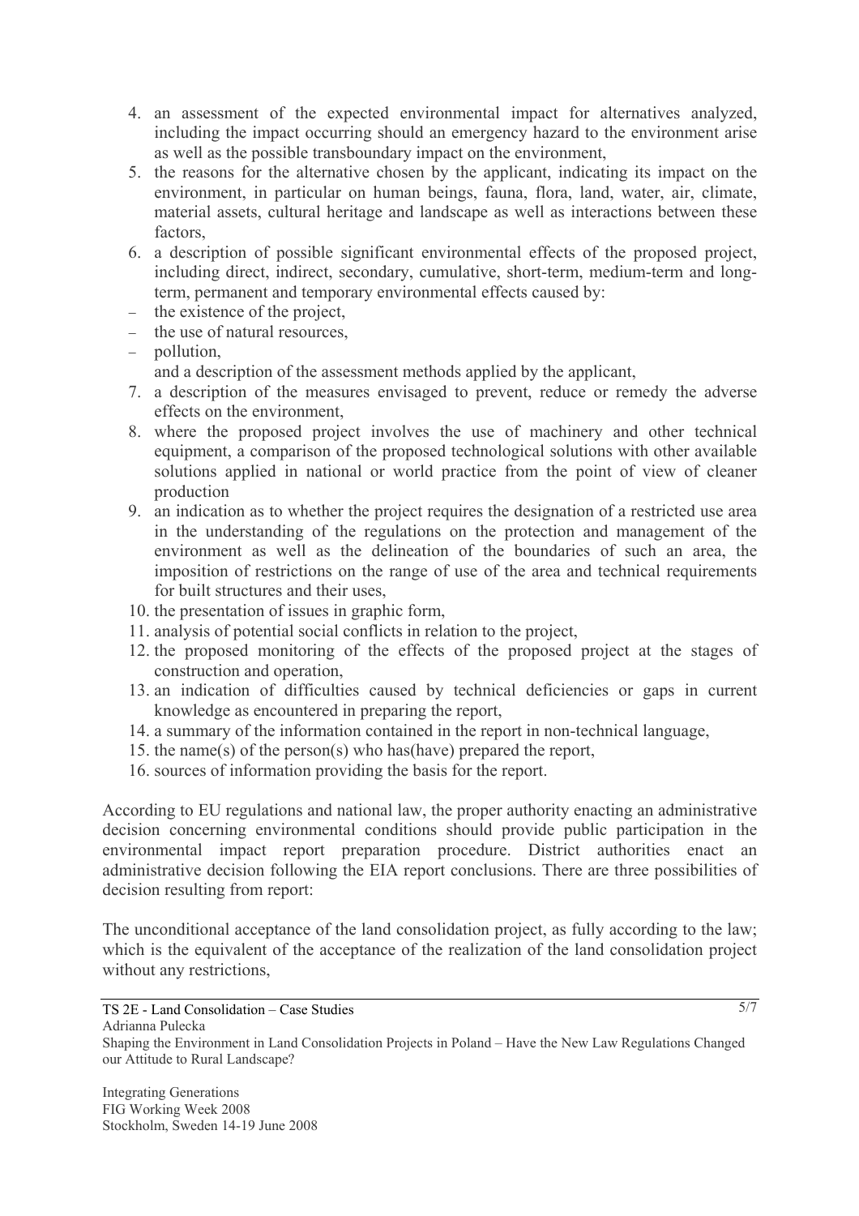4. an assessment of the expected environmental impact for alternatives analyzed, including the impact occurring should an emergency hazard to the environment arise as well as the possible transboundary impact on the environment,
5. the reasons for the alternative chosen by the applicant, indicating its impact on the environment, in particular on human beings, fauna, flora, land, water, air, climate, material assets, cultural heritage and landscape as well as interactions between these factors,
6. a description of possible significant environmental effects of the proposed project, including direct, indirect, secondary, cumulative, short-term, medium-term and long-term, permanent and temporary environmental effects caused by:
   - the existence of the project,
   - the use of natural resources,
   - pollution,

   and a description of the assessment methods applied by the applicant,
7. a description of the measures envisaged to prevent, reduce or remedy the adverse effects on the environment,
8. where the proposed project involves the use of machinery and other technical equipment, a comparison of the proposed technological solutions with other available solutions applied in national or world practice from the point of view of cleaner production
9. an indication as to whether the project requires the designation of a restricted use area in the understanding of the regulations on the protection and management of the environment as well as the delineation of the boundaries of such an area, the imposition of restrictions on the range of use of the area and technical requirements for built structures and their uses,
10. the presentation of issues in graphic form,
11. analysis of potential social conflicts in relation to the project,
12. the proposed monitoring of the effects of the proposed project at the stages of construction and operation,
13. an indication of difficulties caused by technical deficiencies or gaps in current knowledge as encountered in preparing the report,
14. a summary of the information contained in the report in non-technical language,
15. the name(s) of the person(s) who has(have) prepared the report,
16. sources of information providing the basis for the report.

According to EU regulations and national law, the proper authority enacting an administrative decision concerning environmental conditions should provide public participation in the environmental impact report preparation procedure. District authorities enact an administrative decision following the EIA report conclusions. There are three possibilities of decision resulting from report:

The unconditional acceptance of the land consolidation project, as fully according to the law; which is the equivalent of the acceptance of the realization of the land consolidation project without any restrictions,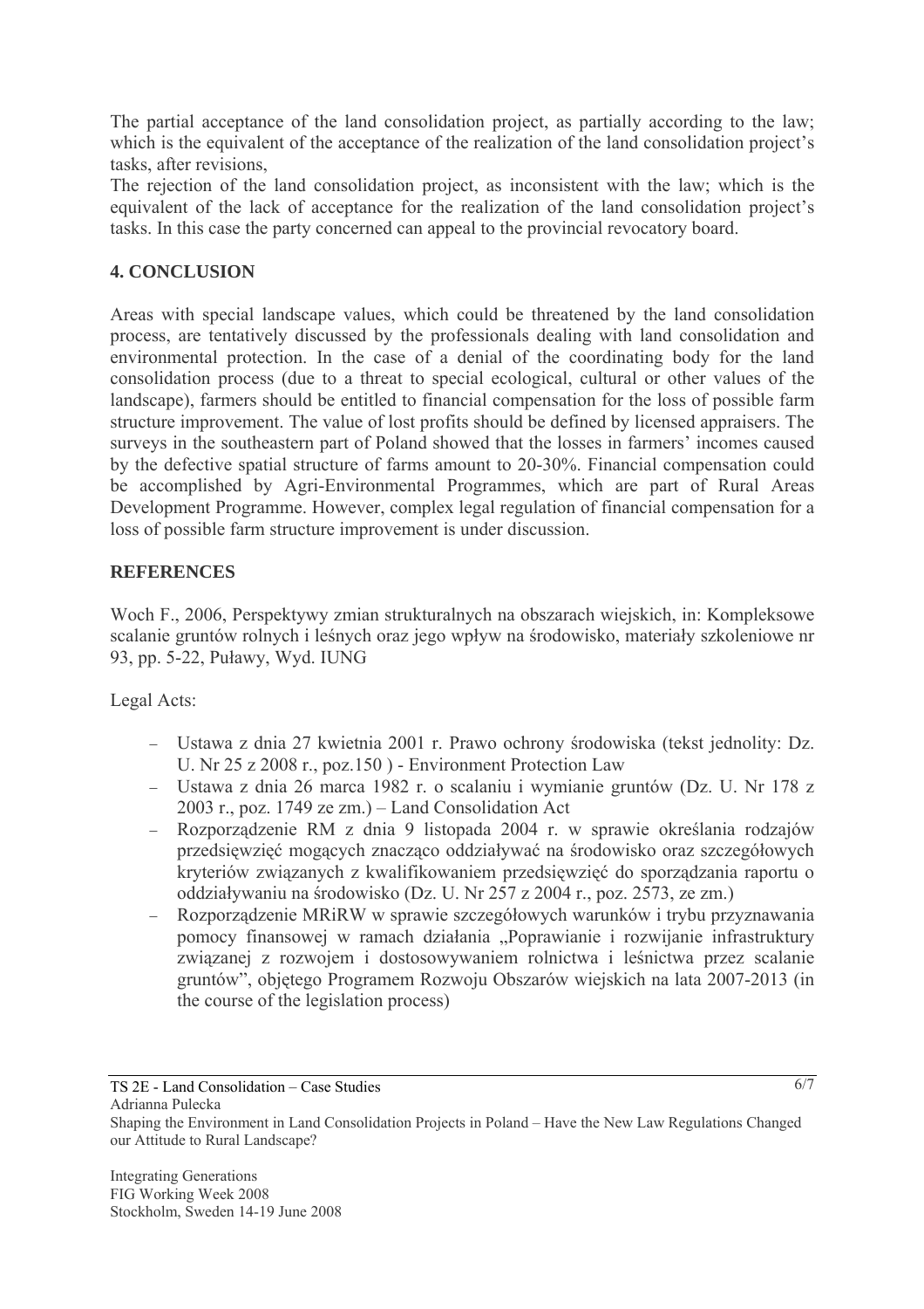The partial acceptance of the land consolidation project, as partially according to the law; which is the equivalent of the acceptance of the realization of the land consolidation project's tasks, after revisions,

The rejection of the land consolidation project, as inconsistent with the law; which is the equivalent of the lack of acceptance for the realization of the land consolidation project's tasks. In this case the party concerned can appeal to the provincial revocatory board.

## 4. CONCLUSION

Areas with special landscape values, which could be threatened by the land consolidation process, are tentatively discussed by the professionals dealing with land consolidation and environmental protection. In the case of a denial of the coordinating body for the land consolidation process (due to a threat to special ecological, cultural or other values of the landscape), farmers should be entitled to financial compensation for the loss of possible farm structure improvement. The value of lost profits should be defined by licensed appraisers. The surveys in the southeastern part of Poland showed that the losses in farmers' incomes caused by the defective spatial structure of farms amount to 20-30%. Financial compensation could be accomplished by Agri-Environmental Programmes, which are part of Rural Areas Development Programme. However, complex legal regulation of financial compensation for a loss of possible farm structure improvement is under discussion.

## REFERENCES

Woch F., 2006, Perspektywy zmian strukturalnych na obszarach wiejskich, in: Kompleksowe scalanie gruntów rolnych i leśnych oraz jego wpływ na środowisko, materiały szkoleniowe nr 93, pp. 5-22, Puławy, Wyd. IUNG

Legal Acts:

- Ustawa z dnia 27 kwietnia 2001 r. Prawo ochrony środowiska (tekst jednolity: Dz. U. Nr 25 z 2008 r., poz.150 ) - Environment Protection Law
- Ustawa z dnia 26 marca 1982 r. o scalaniu i wymianie gruntów (Dz. U. Nr 178 z 2003 r., poz. 1749 ze zm.) – Land Consolidation Act
- Rozporządzenie RM z dnia 9 listopada 2004 r. w sprawie określania rodzajów przedsięwzięć mogących znacząco oddziaływać na środowisko oraz szczegółowych kryteriów związanych z kwalifikowaniem przedsięwzięć do sporządzania raportu o oddziaływaniu na środowisko (Dz. U. Nr 257 z 2004 r., poz. 2573, ze zm.)
- Rozporządzenie MRiRW w sprawie szczegółowych warunków i trybu przyznawania pomocy finansowej w ramach działania „Poprawianie i rozwijanie infrastruktury związanej z rozwojem i dostosowywaniem rolnictwa i leśnictwa przez scalanie gruntów", objętego Programem Rozwoju Obszarów wiejskich na lata 2007-2013 (in the course of the legislation process)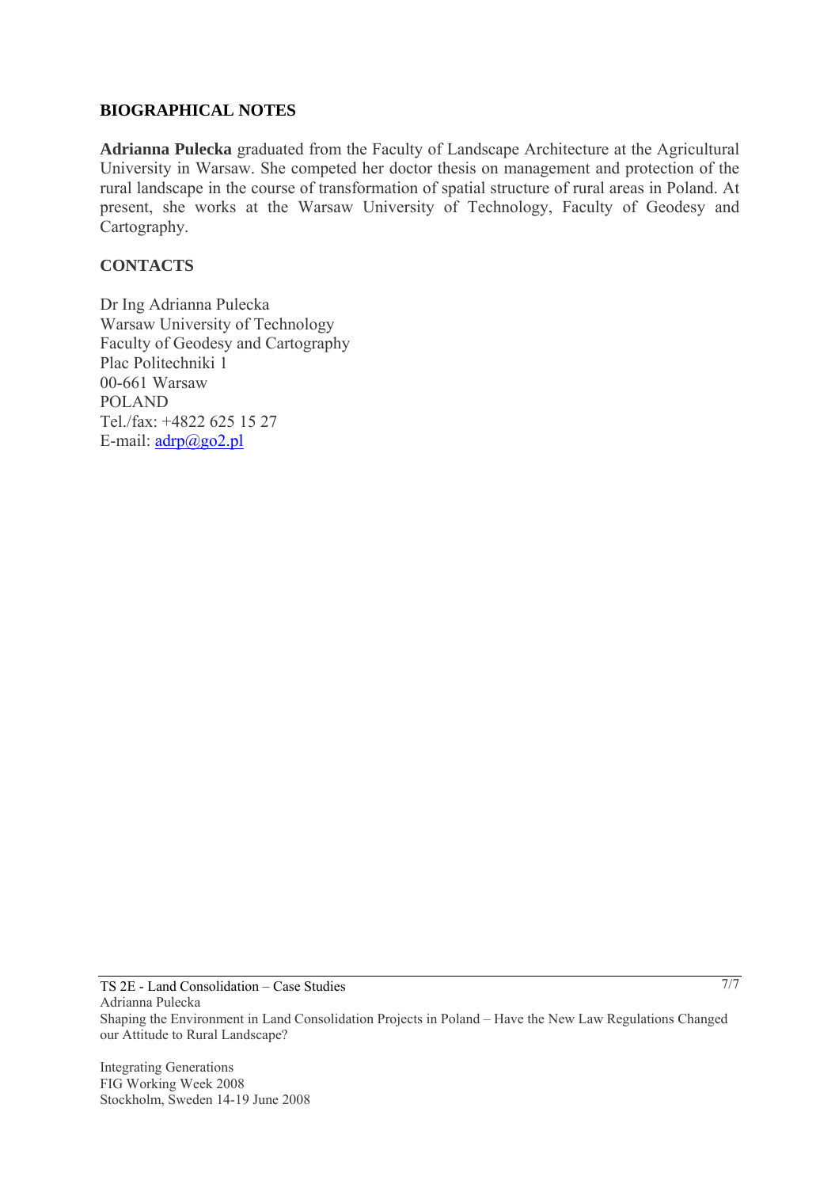## BIOGRAPHICAL NOTES

**Adrianna Pulecka** graduated from the Faculty of Landscape Architecture at the Agricultural University in Warsaw. She competed her doctor thesis on management and protection of the rural landscape in the course of transformation of spatial structure of rural areas in Poland. At present, she works at the Warsaw University of Technology, Faculty of Geodesy and Cartography.

## CONTACTS

Dr Ing Adrianna Pulecka
Warsaw University of Technology
Faculty of Geodesy and Cartography
Plac Politechniki 1
00-661 Warsaw
POLAND
Tel./fax: +4822 625 15 27
E-mail: adrp@go2.pl